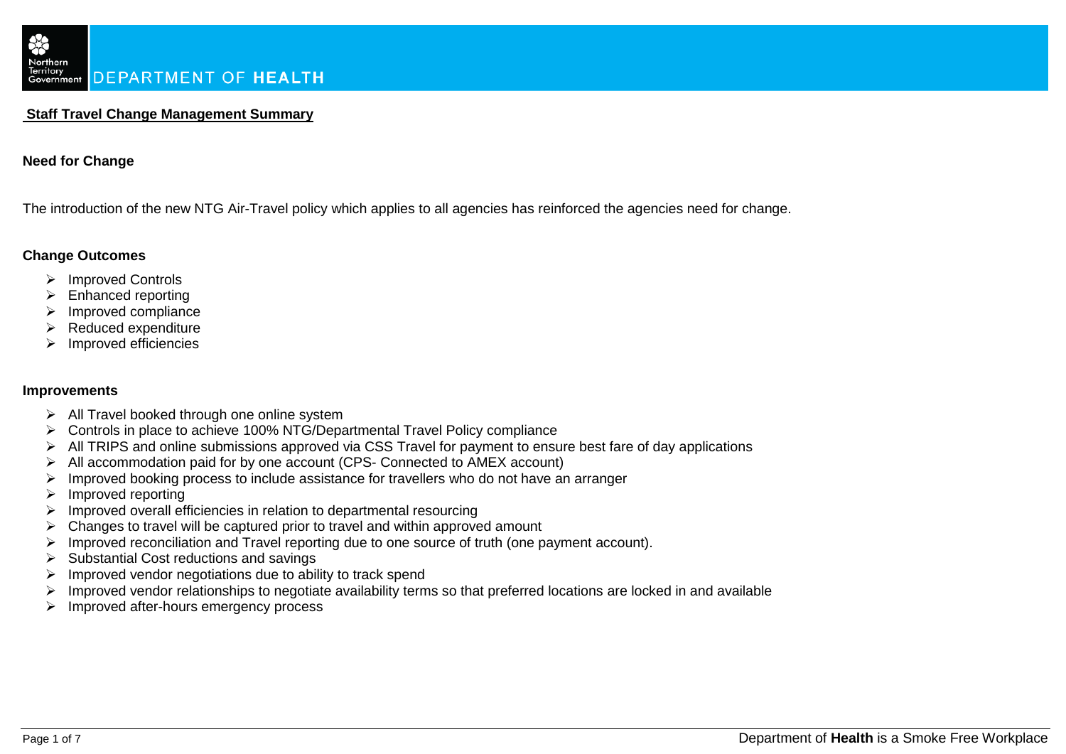## Staff Travel Change Management Summary

### Need for Change

The introduction of the new NTG Air-Travel policy which applies to all agencies has reinforced the agencies need for change.

### Change Outcomes

- Improved Controls
- Enhanced reporting
- Improved compliance
- Reduced expenditure
- Improved efficiencies

### Improvements

- All Travel booked through one online system
- Controls in place to achieve 100% NTG/Departmental Travel Policy compliance
- All TRIPS and online submissions approved via CSS Travel for payment to ensure best fare of day applications
- All accommodation paid for by one account (CPS- Connected to AMEX account)
- Improved booking process to include assistance for travellers who do not have an arranger
- Improved reporting
- Improved overall efficiencies in relation to departmental resourcing
- Changes to travel will be captured prior to travel and within approved amount
- Improved reconciliation and Travel reporting due to one source of truth (one payment account).
- Substantial Cost reductions and savings
- Improved vendor negotiations due to ability to track spend
- Improved vendor relationships to negotiate availability terms so that preferred locations are locked in and available
- Improved after-hours emergency process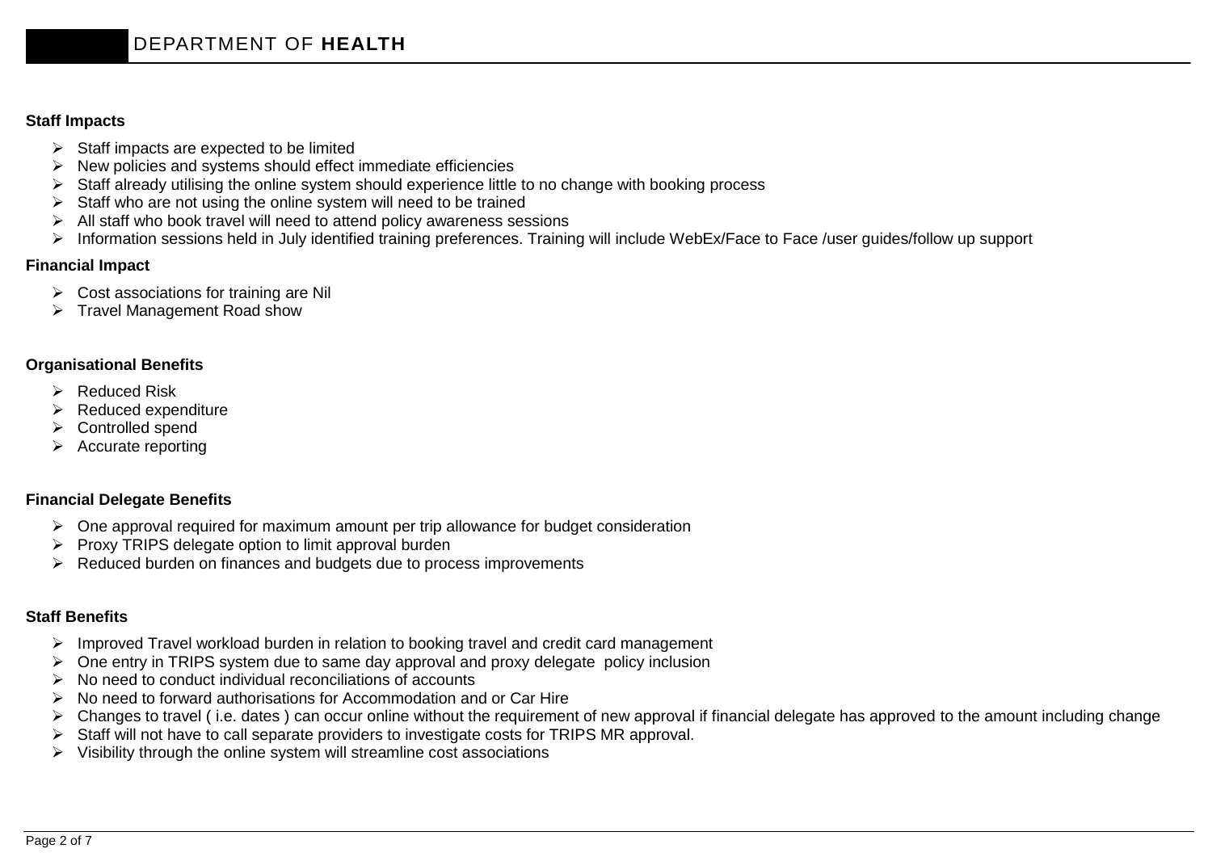**Staff Impacts**

- Staff impacts are expected to be limited
- New policies and systems should effect immediate efficiencies
- Staff already utilising the online system should experience little to no change with booking process
- Staff who are not using the online system will need to be trained
- All staff who book travel will need to attend policy awareness sessions
- Information sessions held in July identified training preferences. Training will include WebEx/Face to Face /user guides/follow up support

**Financial Impact**

- Cost associations for training are Nil
- Travel Management Road show

**Organisational Benefits**

- Reduced Risk
- Reduced expenditure
- Controlled spend
- Accurate reporting

**Financial Delegate Benefits**

- One approval required for maximum amount per trip allowance for budget consideration
- Proxy TRIPS delegate option to limit approval burden
- Reduced burden on finances and budgets due to process improvements

**Staff Benefits**

- Improved Travel workload burden in relation to booking travel and credit card management
- One entry in TRIPS system due to same day approval and proxy delegate policy inclusion
- No need to conduct individual reconciliations of accounts
- No need to forward authorisations for Accommodation and or Car Hire
- Changes to travel ( i.e. dates ) can occur online without the requirement of new approval if financial delegate has approved to the amount including change
- Staff will not have to call separate providers to investigate costs for TRIPS MR approval.
- Visibility through the online system will streamline cost associations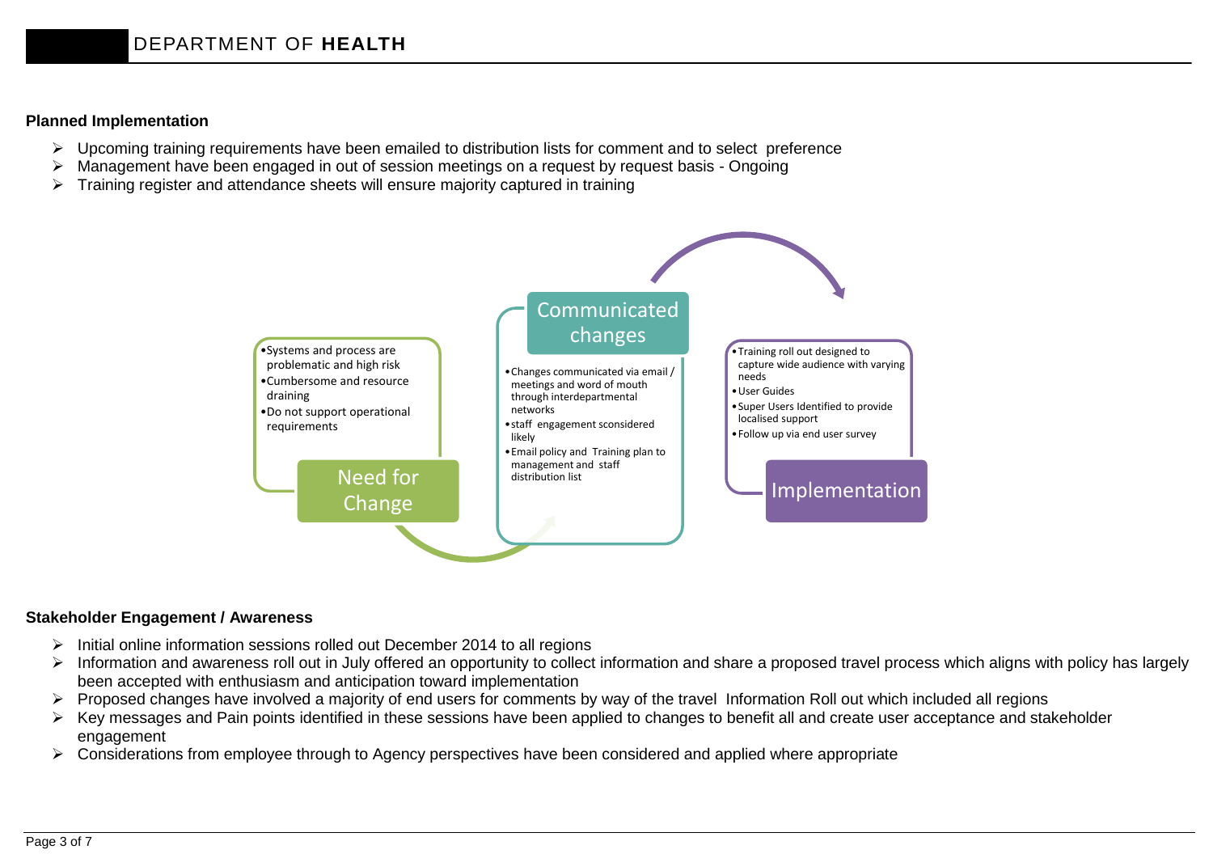**Planned Implementation**

- Upcoming training requirements have been emailed to distribution lists for comment and to select preference
- Management have been engaged in out of session meetings on a request by request basis - Ongoing
- Training register and attendance sheets will ensure majority captured in training

Need for Change

- Systems and process are problematic and high risk
- Cumbersome and resource draining
- Do not support operational requirements

Communicated changes

- Changes communicated via email / meetings and word of mouth through interdepartmental networks
- staff engagement sconsidered likely
- Email policy and Training plan to management and staff distribution list

Implementation

- Training roll out designed to capture wide audience with varying needs
- User Guides
- Super Users Identified to provide localised support
- Follow up via end user survey

**Stakeholder Engagement / Awareness**

- Initial online information sessions rolled out December 2014 to all regions
- Information and awareness roll out in July offered an opportunity to collect information and share a proposed travel process which aligns with policy has largely been accepted with enthusiasm and anticipation toward implementation
- Proposed changes have involved a majority of end users for comments by way of the travel Information Roll out which included all regions
- Key messages and Pain points identified in these sessions have been applied to changes to benefit all and create user acceptance and stakeholder engagement
- Considerations from employee through to Agency perspectives have been considered and applied where appropriate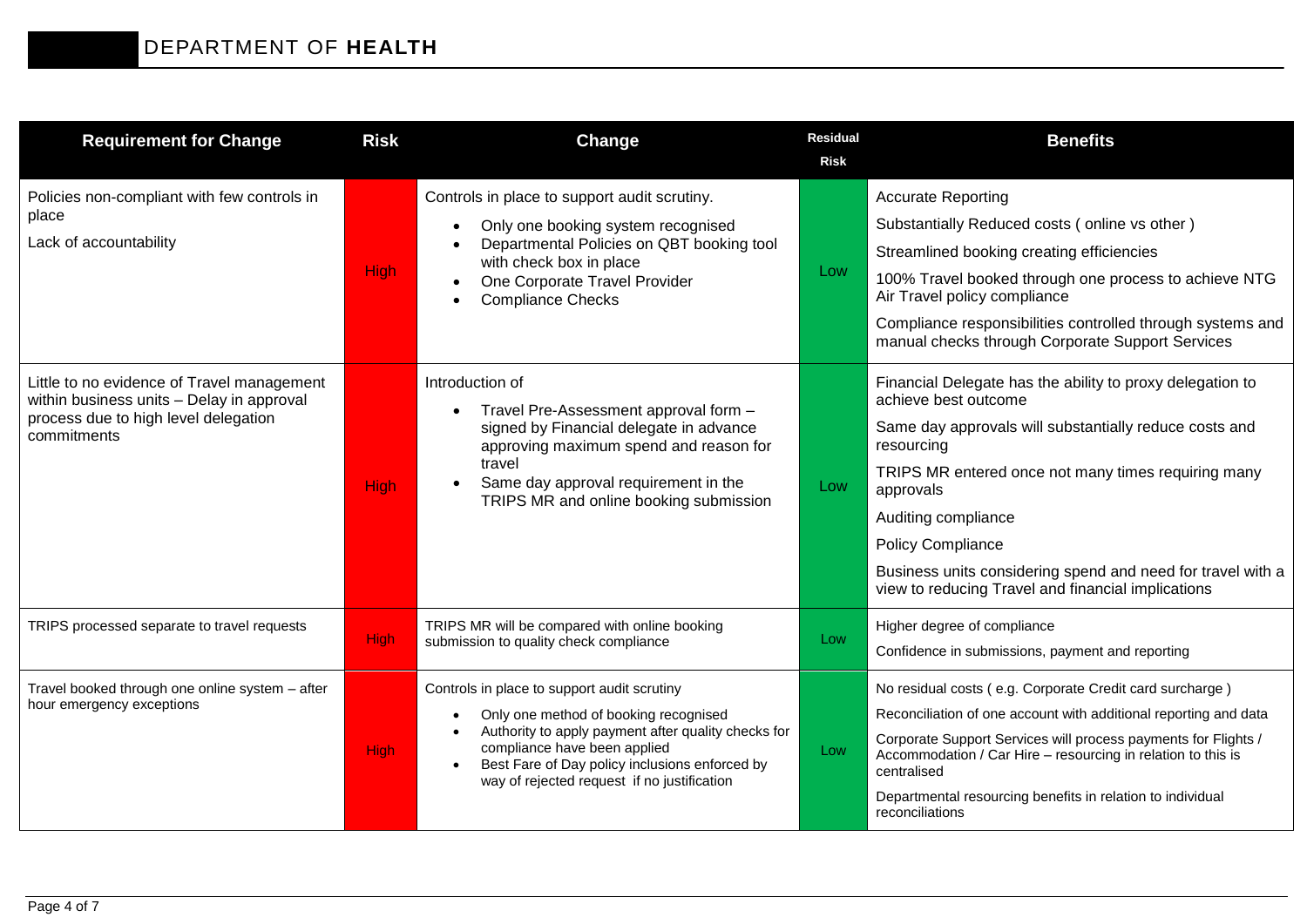| Requirement for Change | Risk | Change | Residual Risk | Benefits |
|---|---|---|---|---|
| Policies non-compliant with few controls in place<br>Lack of accountability | High | Controls in place to support audit scrutiny.<br>• Only one booking system recognised<br>• Departmental Policies on QBT booking tool with check box in place<br>• One Corporate Travel Provider<br>• Compliance Checks | Low | Accurate Reporting<br>Substantially Reduced costs ( online vs other )<br>Streamlined booking creating efficiencies<br>100% Travel booked through one process to achieve NTG Air Travel policy compliance<br>Compliance responsibilities controlled through systems and manual checks through Corporate Support Services |
| Little to no evidence of Travel management within business units – Delay in approval process due to high level delegation commitments | High | Introduction of<br>• Travel Pre-Assessment approval form – signed by Financial delegate in advance approving maximum spend and reason for travel<br>• Same day approval requirement in the TRIPS MR and online booking submission | Low | Financial Delegate has the ability to proxy delegation to achieve best outcome<br>Same day approvals will substantially reduce costs and resourcing<br>TRIPS MR entered once not many times requiring many approvals<br>Auditing compliance<br>Policy Compliance<br>Business units considering spend and need for travel with a view to reducing Travel and financial implications |
| TRIPS processed separate to travel requests | High | TRIPS MR will be compared with online booking submission to quality check compliance | Low | Higher degree of compliance<br>Confidence in submissions, payment and reporting |
| Travel booked through one online system – after hour emergency exceptions | High | Controls in place to support audit scrutiny<br>• Only one method of booking recognised<br>• Authority to apply payment after quality checks for compliance have been applied<br>• Best Fare of Day policy inclusions enforced by way of rejected request if no justification | Low | No residual costs ( e.g. Corporate Credit card surcharge )<br>Reconciliation of one account with additional reporting and data<br>Corporate Support Services will process payments for Flights / Accommodation / Car Hire – resourcing in relation to this is centralised<br>Departmental resourcing benefits in relation to individual reconciliations |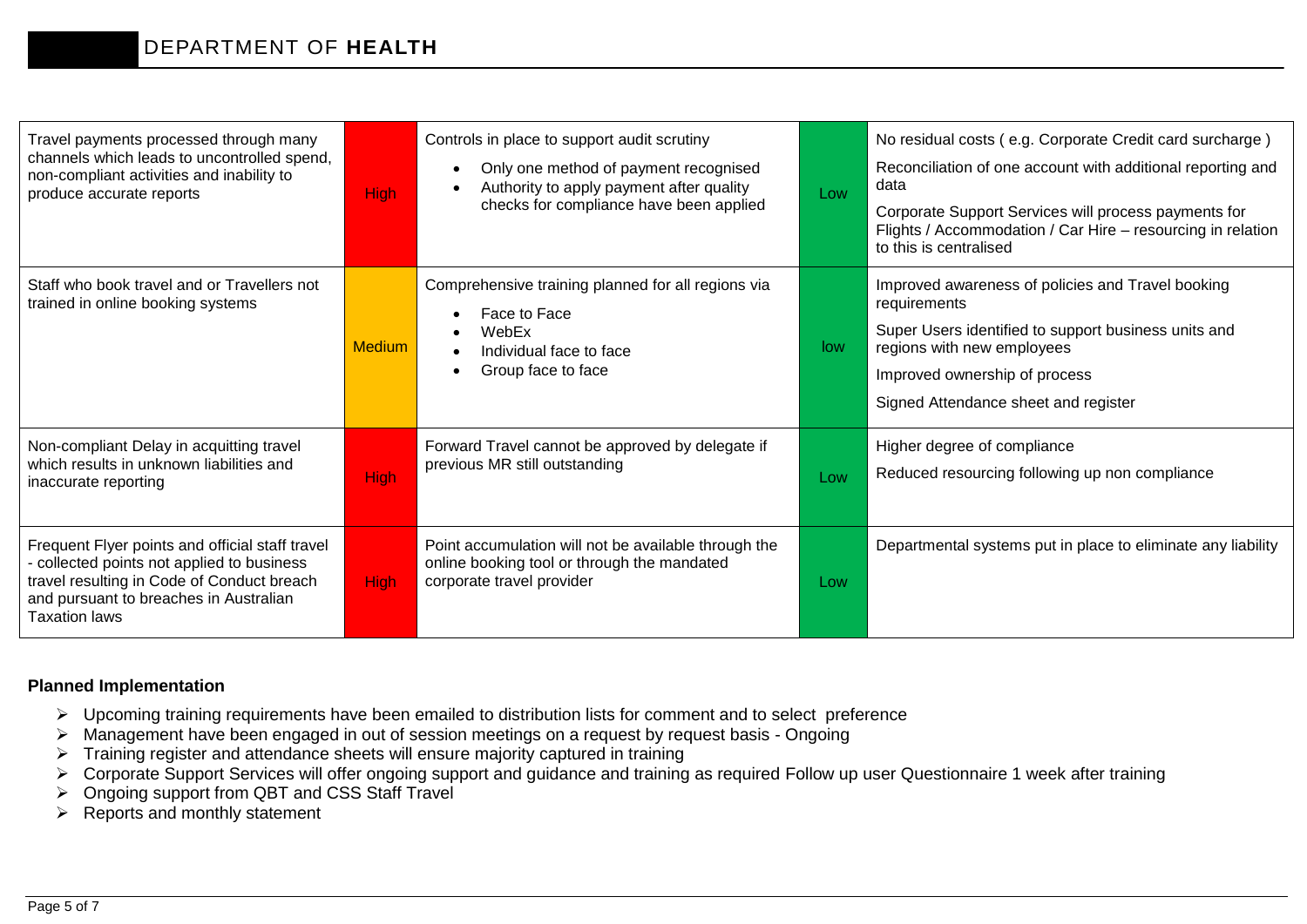| | | | | |
|---|---|---|---|---|
| Travel payments processed through many channels which leads to uncontrolled spend, non-compliant activities and inability to produce accurate reports | High | Controls in place to support audit scrutiny<br>• Only one method of payment recognised<br>• Authority to apply payment after quality checks for compliance have been applied | Low | No residual costs ( e.g. Corporate Credit card surcharge )<br>Reconciliation of one account with additional reporting and data<br>Corporate Support Services will process payments for Flights / Accommodation / Car Hire – resourcing in relation to this is centralised |
| Staff who book travel and or Travellers not trained in online booking systems | Medium | Comprehensive training planned for all regions via<br>• Face to Face<br>• WebEx<br>• Individual face to face<br>• Group face to face | low | Improved awareness of policies and Travel booking requirements<br>Super Users identified to support business units and regions with new employees<br>Improved ownership of process<br>Signed Attendance sheet and register |
| Non-compliant Delay in acquitting travel which results in unknown liabilities and inaccurate reporting | High | Forward Travel cannot be approved by delegate if previous MR still outstanding | Low | Higher degree of compliance<br>Reduced resourcing following up non compliance |
| Frequent Flyer points and official staff travel - collected points not applied to business travel resulting in Code of Conduct breach and pursuant to breaches in Australian Taxation laws | High | Point accumulation will not be available through the online booking tool or through the mandated corporate travel provider | Low | Departmental systems put in place to eliminate any liability |

**Planned Implementation**

- Upcoming training requirements have been emailed to distribution lists for comment and to select preference
- Management have been engaged in out of session meetings on a request by request basis - Ongoing
- Training register and attendance sheets will ensure majority captured in training
- Corporate Support Services will offer ongoing support and guidance and training as required Follow up user Questionnaire 1 week after training
- Ongoing support from QBT and CSS Staff Travel
- Reports and monthly statement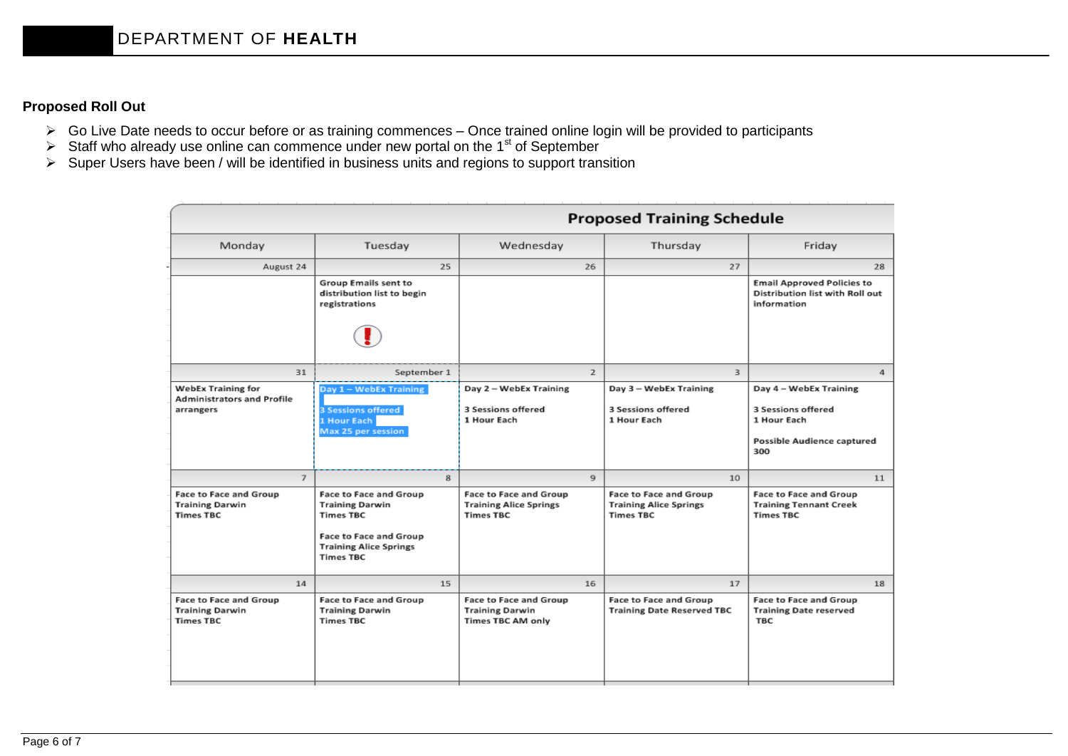**Proposed Roll Out**

- Go Live Date needs to occur before or as training commences – Once trained online login will be provided to participants
- Staff who already use online can commence under new portal on the 1st of September
- Super Users have been / will be identified in business units and regions to support transition

**Proposed Training Schedule**

| Monday | Tuesday | Wednesday | Thursday | Friday |
|---|---|---|---|---|
| August 24 | 25 | 26 | 27 | 28 |
| | Group Emails sent to distribution list to begin registrations | | | Email Approved Policies to Distribution list with Roll out information |
| 31 | September 1 | 2 | 3 | 4 |
| WebEx Training for Administrators and Profile arrangers | Day 1 – WebEx Training<br>3 Sessions offered<br>1 Hour Each<br>Max 25 per session | Day 2 – WebEx Training<br>3 Sessions offered<br>1 Hour Each | Day 3 – WebEx Training<br>3 Sessions offered<br>1 Hour Each | Day 4 – WebEx Training<br>3 Sessions offered<br>1 Hour Each<br>Possible Audience captured 300 |
| 7 | 8 | 9 | 10 | 11 |
| Face to Face and Group Training Darwin Times TBC | Face to Face and Group Training Darwin Times TBC<br>Face to Face and Group Training Alice Springs Times TBC | Face to Face and Group Training Alice Springs Times TBC | Face to Face and Group Training Alice Springs Times TBC | Face to Face and Group Training Tennant Creek Times TBC |
| 14 | 15 | 16 | 17 | 18 |
| Face to Face and Group Training Darwin Times TBC | Face to Face and Group Training Darwin Times TBC | Face to Face and Group Training Darwin Times TBC AM only | Face to Face and Group Training Date Reserved TBC | Face to Face and Group Training Date reserved TBC |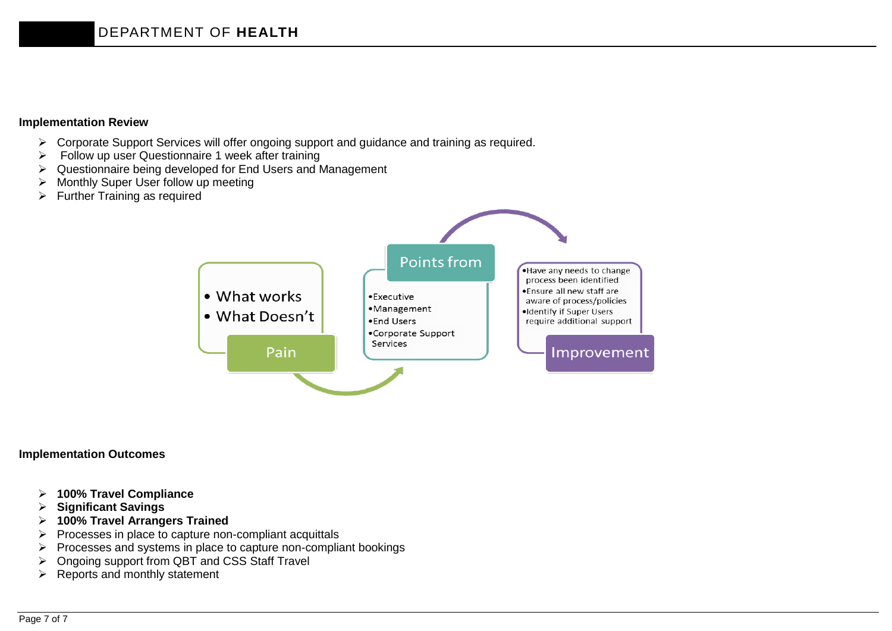**Implementation Review**

- Corporate Support Services will offer ongoing support and guidance and training as required.
- Follow up user Questionnaire 1 week after training
- Questionnaire being developed for End Users and Management
- Monthly Super User follow up meeting
- Further Training as required

Pain
- What works
- What Doesn't

Points from
- Executive
- Management
- End Users
- Corporate Support Services

Improvement
- Have any needs to change process been identified
- Ensure all new staff are aware of process/policies
- Identify if Super Users require additional support

**Implementation Outcomes**

- **100% Travel Compliance**
- **Significant Savings**
- **100% Travel Arrangers Trained**
- Processes in place to capture non-compliant acquittals
- Processes and systems in place to capture non-compliant bookings
- Ongoing support from QBT and CSS Staff Travel
- Reports and monthly statement